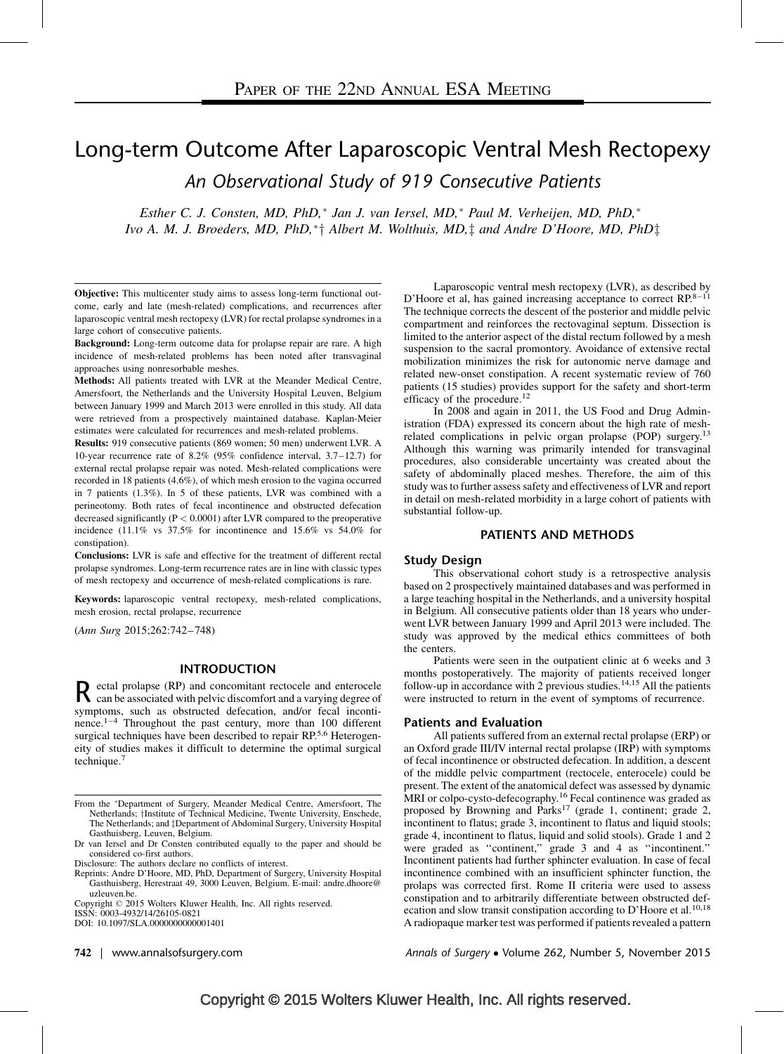PAPER OF THE 22ND ANNUAL ESA MEETING

# Long-term Outcome After Laparoscopic Ventral Mesh Rectopexy

## An Observational Study of 919 Consecutive Patients

*Esther C. J. Consten, MD, PhD,\* Jan J. van Iersel, MD,\* Paul M. Verheijen, MD, PhD,\* Ivo A. M. J. Broeders, MD, PhD,\*† Albert M. Wolthuis, MD,‡ and Andre D'Hoore, MD, PhD‡*

**Objective:** This multicenter study aims to assess long-term functional outcome, early and late (mesh-related) complications, and recurrences after laparoscopic ventral mesh rectopexy (LVR) for rectal prolapse syndromes in a large cohort of consecutive patients.

**Background:** Long-term outcome data for prolapse repair are rare. A high incidence of mesh-related problems has been noted after transvaginal approaches using nonresorbable meshes.

**Methods:** All patients treated with LVR at the Meander Medical Centre, Amersfoort, the Netherlands and the University Hospital Leuven, Belgium between January 1999 and March 2013 were enrolled in this study. All data were retrieved from a prospectively maintained database. Kaplan-Meier estimates were calculated for recurrences and mesh-related problems.

**Results:** 919 consecutive patients (869 women; 50 men) underwent LVR. A 10-year recurrence rate of 8.2% (95% confidence interval, 3.7–12.7) for external rectal prolapse repair was noted. Mesh-related complications were recorded in 18 patients (4.6%), of which mesh erosion to the vagina occurred in 7 patients (1.3%). In 5 of these patients, LVR was combined with a perineotomy. Both rates of fecal incontinence and obstructed defecation decreased significantly ($P < 0.0001$) after LVR compared to the preoperative incidence (11.1% vs 37.5% for incontinence and 15.6% vs 54.0% for constipation).

**Conclusions:** LVR is safe and effective for the treatment of different rectal prolapse syndromes. Long-term recurrence rates are in line with classic types of mesh rectopexy and occurrence of mesh-related complications is rare.

**Keywords:** laparoscopic ventral rectopexy, mesh-related complications, mesh erosion, rectal prolapse, recurrence

(*Ann Surg* 2015;262:742–748)

## INTRODUCTION

Rectal prolapse (RP) and concomitant rectocele and enterocele can be associated with pelvic discomfort and a varying degree of symptoms, such as obstructed defecation, and/or fecal incontinence.[1–4] Throughout the past century, more than 100 different surgical techniques have been described to repair RP.[5,6] Heterogeneity of studies makes it difficult to determine the optimal surgical technique.[7]

From the \*Department of Surgery, Meander Medical Centre, Amersfoort, The Netherlands; †Institute of Technical Medicine, Twente University, Enschede, The Netherlands; and ‡Department of Abdominal Surgery, University Hospital Gasthuisberg, Leuven, Belgium.

Dr van Iersel and Dr Consten contributed equally to the paper and should be considered co-first authors.

Disclosure: The authors declare no conflicts of interest.

Reprints: Andre D'Hoore, MD, PhD, Department of Surgery, University Hospital Gasthuisberg, Herestraat 49, 3000 Leuven, Belgium. E-mail: andre.dhoore@uzleuven.be.

Copyright © 2015 Wolters Kluwer Health, Inc. All rights reserved.

ISSN: 0003-4932/14/26105-0821

DOI: 10.1097/SLA.0000000000001401

Laparoscopic ventral mesh rectopexy (LVR), as described by D'Hoore et al, has gained increasing acceptance to correct RP.[8–11] The technique corrects the descent of the posterior and middle pelvic compartment and reinforces the rectovaginal septum. Dissection is limited to the anterior aspect of the distal rectum followed by a mesh suspension to the sacral promontory. Avoidance of extensive rectal mobilization minimizes the risk for autonomic nerve damage and related new-onset constipation. A recent systematic review of 760 patients (15 studies) provides support for the safety and short-term efficacy of the procedure.[12]

In 2008 and again in 2011, the US Food and Drug Administration (FDA) expressed its concern about the high rate of mesh-related complications in pelvic organ prolapse (POP) surgery.[13] Although this warning was primarily intended for transvaginal procedures, also considerable uncertainty was created about the safety of abdominally placed meshes. Therefore, the aim of this study was to further assess safety and effectiveness of LVR and report in detail on mesh-related morbidity in a large cohort of patients with substantial follow-up.

## PATIENTS AND METHODS

### Study Design

This observational cohort study is a retrospective analysis based on 2 prospectively maintained databases and was performed in a large teaching hospital in the Netherlands, and a university hospital in Belgium. All consecutive patients older than 18 years who underwent LVR between January 1999 and April 2013 were included. The study was approved by the medical ethics committees of both the centers.

Patients were seen in the outpatient clinic at 6 weeks and 3 months postoperatively. The majority of patients received longer follow-up in accordance with 2 previous studies.[14,15] All the patients were instructed to return in the event of symptoms of recurrence.

### Patients and Evaluation

All patients suffered from an external rectal prolapse (ERP) or an Oxford grade III/IV internal rectal prolapse (IRP) with symptoms of fecal incontinence or obstructed defecation. In addition, a descent of the middle pelvic compartment (rectocele, enterocele) could be present. The extent of the anatomical defect was assessed by dynamic MRI or colpo-cysto-defecography.[16] Fecal continence was graded as proposed by Browning and Parks[17] (grade 1, continent; grade 2, incontinent to flatus; grade 3, incontinent to flatus and liquid stools; grade 4, incontinent to flatus, liquid and solid stools). Grade 1 and 2 were graded as "continent," grade 3 and 4 as "incontinent." Incontinent patients had further sphincter evaluation. In case of fecal incontinence combined with an insufficient sphincter function, the prolaps was corrected first. Rome II criteria were used to assess constipation and to arbitrarily differentiate between obstructed defecation and slow transit constipation according to D'Hoore et al.[10,18] A radiopaque marker test was performed if patients revealed a pattern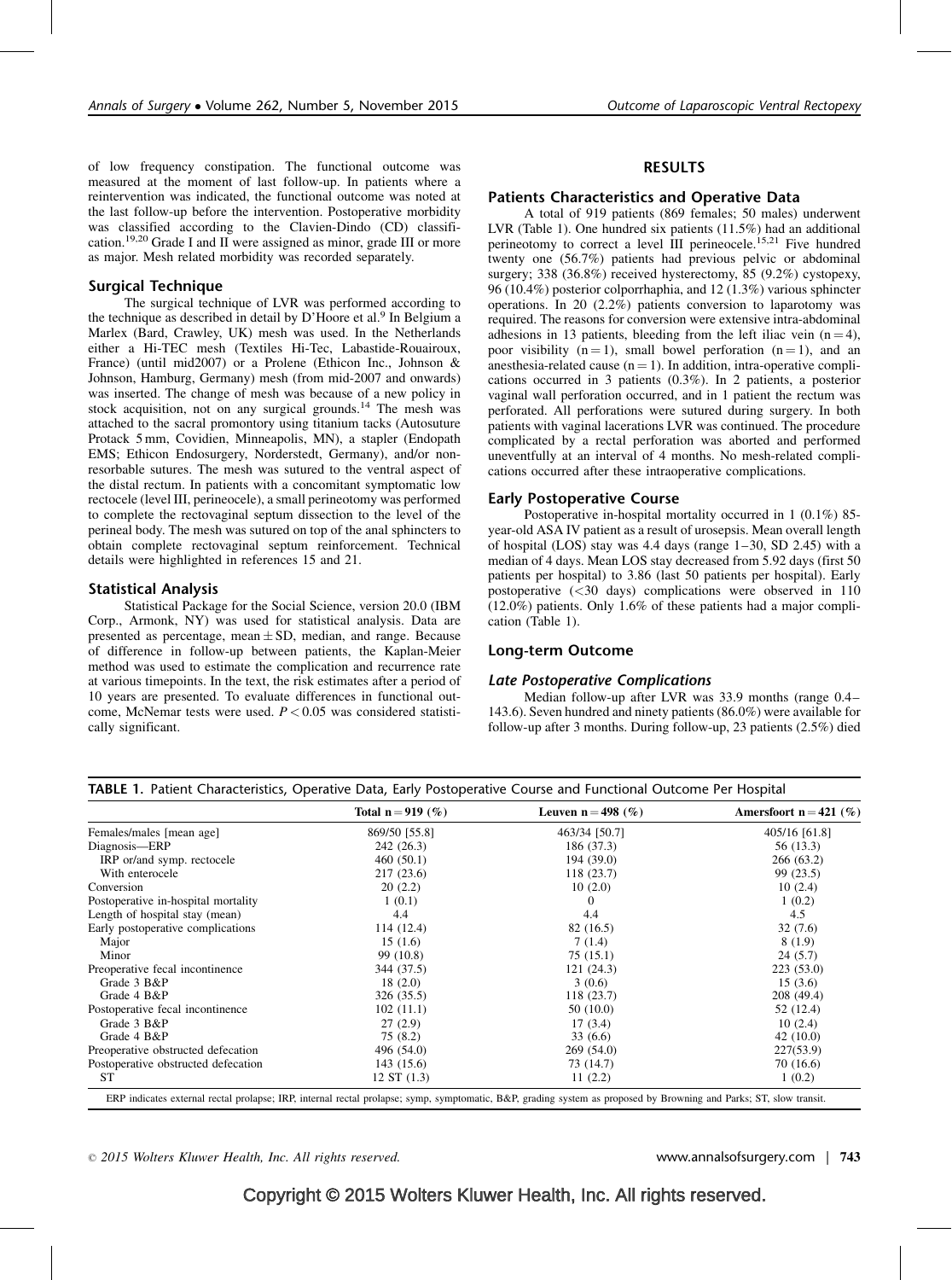of low frequency constipation. The functional outcome was measured at the moment of last follow-up. In patients where a reintervention was indicated, the functional outcome was noted at the last follow-up before the intervention. Postoperative morbidity was classified according to the Clavien-Dindo (CD) classification.[19,20] Grade I and II were assigned as minor, grade III or more as major. Mesh related morbidity was recorded separately.

### Surgical Technique

The surgical technique of LVR was performed according to the technique as described in detail by D'Hoore et al.[9] In Belgium a Marlex (Bard, Crawley, UK) mesh was used. In the Netherlands either a Hi-TEC mesh (Textiles Hi-Tec, Labastide-Rouairoux, France) (until mid2007) or a Prolene (Ethicon Inc., Johnson & Johnson, Hamburg, Germany) mesh (from mid-2007 and onwards) was inserted. The change of mesh was because of a new policy in stock acquisition, not on any surgical grounds.[14] The mesh was attached to the sacral promontory using titanium tacks (Autosuture Protack 5 mm, Covidien, Minneapolis, MN), a stapler (Endopath EMS; Ethicon Endosurgery, Norderstedt, Germany), and/or nonresorbable sutures. The mesh was sutured to the ventral aspect of the distal rectum. In patients with a concomitant symptomatic low rectocele (level III, perineocele), a small perineotomy was performed to complete the rectovaginal septum dissection to the level of the perineal body. The mesh was sutured on top of the anal sphincters to obtain complete rectovaginal septum reinforcement. Technical details were highlighted in references 15 and 21.

### Statistical Analysis

Statistical Package for the Social Science, version 20.0 (IBM Corp., Armonk, NY) was used for statistical analysis. Data are presented as percentage, mean ± SD, median, and range. Because of difference in follow-up between patients, the Kaplan-Meier method was used to estimate the complication and recurrence rate at various timepoints. In the text, the risk estimates after a period of 10 years are presented. To evaluate differences in functional outcome, McNemar tests were used. $P < 0.05$ was considered statistically significant.

## RESULTS

### Patients Characteristics and Operative Data

A total of 919 patients (869 females; 50 males) underwent LVR (Table 1). One hundred six patients (11.5%) had an additional perineotomy to correct a level III perineocele.[15,21] Five hundred twenty one (56.7%) patients had previous pelvic or abdominal surgery; 338 (36.8%) received hysterectomy, 85 (9.2%) cystopexy, 96 (10.4%) posterior colporrhaphia, and 12 (1.3%) various sphincter operations. In 20 (2.2%) patients conversion to laparotomy was required. The reasons for conversion were extensive intra-abdominal adhesions in 13 patients, bleeding from the left iliac vein (n = 4), poor visibility (n = 1), small bowel perforation (n = 1), and an anesthesia-related cause (n = 1). In addition, intra-operative complications occurred in 3 patients (0.3%). In 2 patients, a posterior vaginal wall perforation occurred, and in 1 patient the rectum was perforated. All perforations were sutured during surgery. In both patients with vaginal lacerations LVR was continued. The procedure complicated by a rectal perforation was aborted and performed uneventfully at an interval of 4 months. No mesh-related complications occurred after these intraoperative complications.

### Early Postoperative Course

Postoperative in-hospital mortality occurred in 1 (0.1%) 85-year-old ASA IV patient as a result of urosepsis. Mean overall length of hospital (LOS) stay was 4.4 days (range 1–30, SD 2.45) with a median of 4 days. Mean LOS stay decreased from 5.92 days (first 50 patients per hospital) to 3.86 (last 50 patients per hospital). Early postoperative (<30 days) complications were observed in 110 (12.0%) patients. Only 1.6% of these patients had a major complication (Table 1).

### Long-term Outcome

#### *Late Postoperative Complications*

Median follow-up after LVR was 33.9 months (range 0.4–143.6). Seven hundred and ninety patients (86.0%) were available for follow-up after 3 months. During follow-up, 23 patients (2.5%) died

**TABLE 1.** Patient Characteristics, Operative Data, Early Postoperative Course and Functional Outcome Per Hospital

| | Total n = 919 (%) | Leuven n = 498 (%) | Amersfoort n = 421 (%) |
|---|---|---|---|
| Females/males [mean age] | 869/50 [55.8] | 463/34 [50.7] | 405/16 [61.8] |
| Diagnosis—ERP | 242 (26.3) | 186 (37.3) | 56 (13.3) |
| IRP or/and symp. rectocele | 460 (50.1) | 194 (39.0) | 266 (63.2) |
| With enterocele | 217 (23.6) | 118 (23.7) | 99 (23.5) |
| Conversion | 20 (2.2) | 10 (2.0) | 10 (2.4) |
| Postoperative in-hospital mortality | 1 (0.1) | 0 | 1 (0.2) |
| Length of hospital stay (mean) | 4.4 | 4.4 | 4.5 |
| Early postoperative complications | 114 (12.4) | 82 (16.5) | 32 (7.6) |
| Major | 15 (1.6) | 7 (1.4) | 8 (1.9) |
| Minor | 99 (10.8) | 75 (15.1) | 24 (5.7) |
| Preoperative fecal incontinence | 344 (37.5) | 121 (24.3) | 223 (53.0) |
| Grade 3 B&P | 18 (2.0) | 3 (0.6) | 15 (3.6) |
| Grade 4 B&P | 326 (35.5) | 118 (23.7) | 208 (49.4) |
| Postoperative fecal incontinence | 102 (11.1) | 50 (10.0) | 52 (12.4) |
| Grade 3 B&P | 27 (2.9) | 17 (3.4) | 10 (2.4) |
| Grade 4 B&P | 75 (8.2) | 33 (6.6) | 42 (10.0) |
| Preoperative obstructed defecation | 496 (54.0) | 269 (54.0) | 227(53.9) |
| Postoperative obstructed defecation | 143 (15.6) | 73 (14.7) | 70 (16.6) |
| ST | 12 ST (1.3) | 11 (2.2) | 1 (0.2) |

ERP indicates external rectal prolapse; IRP, internal rectal prolapse; symp, symptomatic, B&P, grading system as proposed by Browning and Parks; ST, slow transit.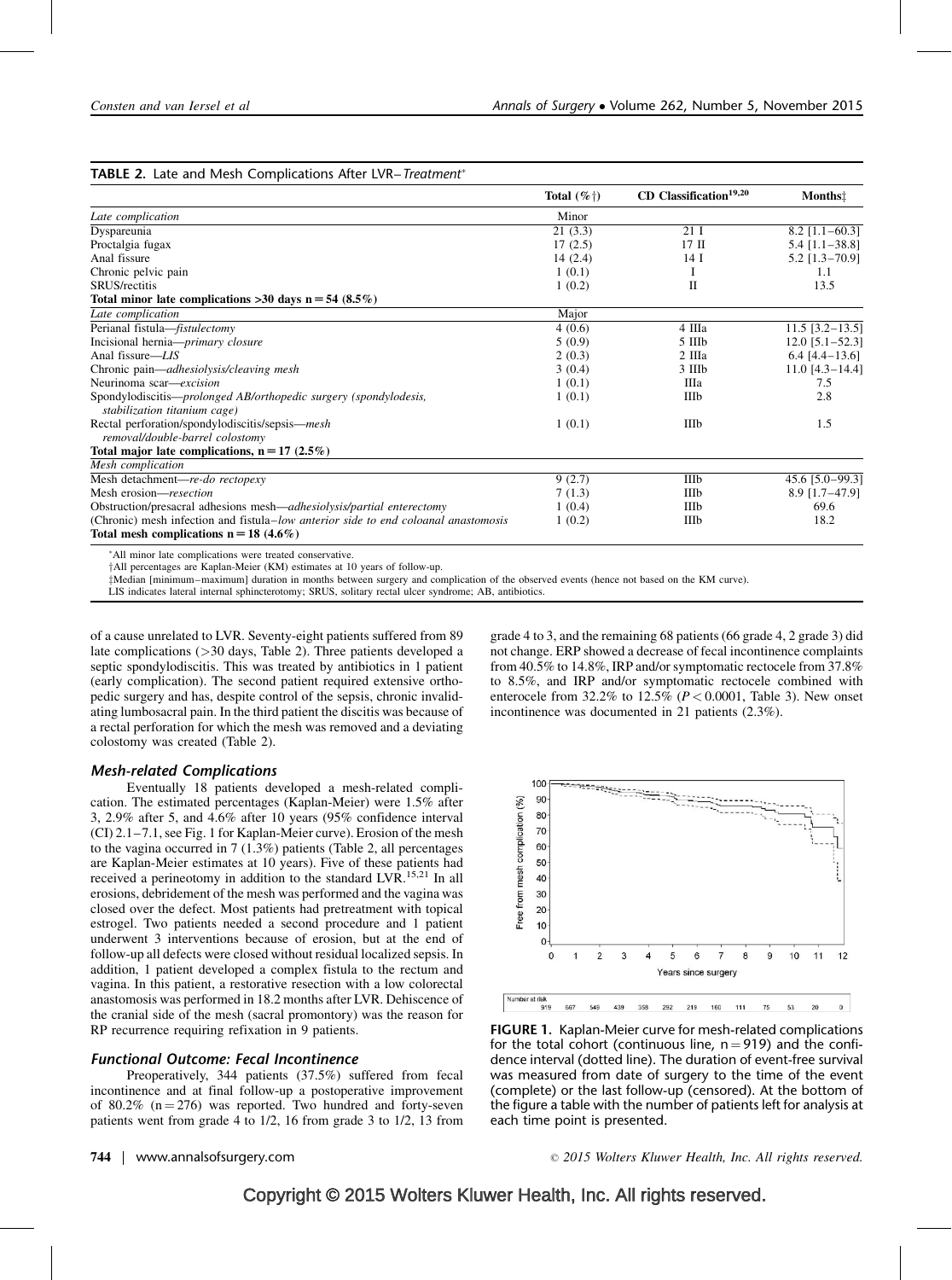**TABLE 2.** Late and Mesh Complications After LVR–*Treatment**

| | Total (%†) | CD Classification[19,20] | Months‡ |
|---|---|---|---|
| *Late complication* | Minor | | |
| Dyspareunia | 21 (3.3) | 21 I | 8.2 [1.1–60.3] |
| Proctalgia fugax | 17 (2.5) | 17 II | 5.4 [1.1–38.8] |
| Anal fissure | 14 (2.4) | 14 I | 5.2 [1.3–70.9] |
| Chronic pelvic pain | 1 (0.1) | I | 1.1 |
| SRUS/rectitis | 1 (0.2) | II | 13.5 |
| **Total minor late complications >30 days n = 54 (8.5%)** | | | |
| *Late complication* | Major | | |
| Perianal fistula—*fistulectomy* | 4 (0.6) | 4 IIIa | 11.5 [3.2–13.5] |
| Incisional hernia—*primary closure* | 5 (0.9) | 5 IIIb | 12.0 [5.1–52.3] |
| Anal fissure—*LIS* | 2 (0.3) | 2 IIIa | 6.4 [4.4–13.6] |
| Chronic pain—*adhesiolysis/cleaving mesh* | 3 (0.4) | 3 IIIb | 11.0 [4.3–14.4] |
| Neurinoma scar—*excision* | 1 (0.1) | IIIa | 7.5 |
| Spondylodiscitis—*prolonged AB/orthopedic surgery (spondylodesis, stabilization titanium cage)* | 1 (0.1) | IIIb | 2.8 |
| Rectal perforation/spondylodiscitis/sepsis—*mesh removal/double-barrel colostomy* | 1 (0.1) | IIIb | 1.5 |
| **Total major late complications, n = 17 (2.5%)** | | | |
| *Mesh complication* | | | |
| Mesh detachment—*re-do rectopexy* | 9 (2.7) | IIIb | 45.6 [5.0–99.3] |
| Mesh erosion—*resection* | 7 (1.3) | IIIb | 8.9 [1.7–47.9] |
| Obstruction/presacral adhesions mesh—*adhesiolysis/partial enterectomy* | 1 (0.4) | IIIb | 69.6 |
| (Chronic) mesh infection and fistula–*low anterior side to end coloanal anastomosis* | 1 (0.2) | IIIb | 18.2 |
| **Total mesh complications n = 18 (4.6%)** | | | |

*All minor late complications were treated conservative.
†All percentages are Kaplan-Meier (KM) estimates at 10 years of follow-up.
‡Median [minimum–maximum] duration in months between surgery and complication of the observed events (hence not based on the KM curve).
LIS indicates lateral internal sphincterotomy; SRUS, solitary rectal ulcer syndrome; AB, antibiotics.

of a cause unrelated to LVR. Seventy-eight patients suffered from 89 late complications (>30 days, Table 2). Three patients developed a septic spondylodiscitis. This was treated by antibiotics in 1 patient (early complication). The second patient required extensive orthopedic surgery and has, despite control of the sepsis, chronic invalidating lumbosacral pain. In the third patient the discitis was because of a rectal perforation for which the mesh was removed and a deviating colostomy was created (Table 2).

### Mesh-related Complications

Eventually 18 patients developed a mesh-related complication. The estimated percentages (Kaplan-Meier) were 1.5% after 3, 2.9% after 5, and 4.6% after 10 years (95% confidence interval (CI) 2.1–7.1, see Fig. 1 for Kaplan-Meier curve). Erosion of the mesh to the vagina occurred in 7 (1.3%) patients (Table 2, all percentages are Kaplan-Meier estimates at 10 years). Five of these patients had received a perineotomy in addition to the standard LVR.[15,21] In all erosions, debridement of the mesh was performed and the vagina was closed over the defect. Most patients had pretreatment with topical estrogel. Two patients needed a second procedure and 1 patient underwent 3 interventions because of erosion, but at the end of follow-up all defects were closed without residual localized sepsis. In addition, 1 patient developed a complex fistula to the rectum and vagina. In this patient, a restorative resection with a low colorectal anastomosis was performed in 18.2 months after LVR. Dehiscence of the cranial side of the mesh (sacral promontory) was the reason for RP recurrence requiring refixation in 9 patients.

### Functional Outcome: Fecal Incontinence

Preoperatively, 344 patients (37.5%) suffered from fecal incontinence and at final follow-up a postoperative improvement of 80.2% (n = 276) was reported. Two hundred and forty-seven patients went from grade 4 to 1/2, 16 from grade 3 to 1/2, 13 from grade 4 to 3, and the remaining 68 patients (66 grade 4, 2 grade 3) did not change. ERP showed a decrease of fecal incontinence complaints from 40.5% to 14.8%, IRP and/or symptomatic rectocele from 37.8% to 8.5%, and IRP and/or symptomatic rectocele combined with enterocele from 32.2% to 12.5% ($P < 0.0001$, Table 3). New onset incontinence was documented in 21 patients (2.3%).

**FIGURE 1.** Kaplan-Meier curve for mesh-related complications for the total cohort (continuous line, n = 919) and the confidence interval (dotted line). The duration of event-free survival was measured from date of surgery to the time of the event (complete) or the last follow-up (censored). At the bottom of the figure a table with the number of patients left for analysis at each time point is presented.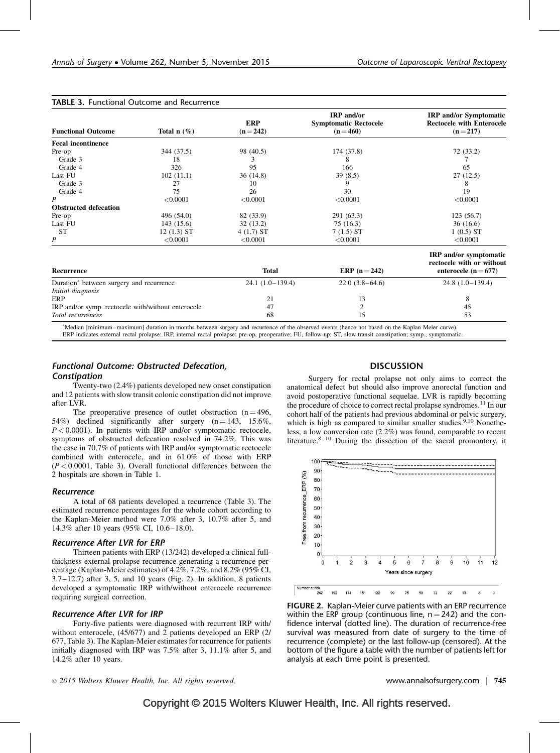**TABLE 3.** Functional Outcome and Recurrence

| Functional Outcome | Total n (%) | ERP (n = 242) | IRP and/or Symptomatic Rectocele (n = 460) | IRP and/or Symptomatic Rectocele with Enterocele (n = 217) |
|---|---|---|---|---|
| **Fecal incontinence** | | | | |
| Pre-op | 344 (37.5) | 98 (40.5) | 174 (37.8) | 72 (33.2) |
| Grade 3 | 18 | 3 | 8 | 7 |
| Grade 4 | 326 | 95 | 166 | 65 |
| Last FU | 102 (11.1) | 36 (14.8) | 39 (8.5) | 27 (12.5) |
| Grade 3 | 27 | 10 | 9 | 8 |
| Grade 4 | 75 | 26 | 30 | 19 |
| *P* | <0.0001 | <0.0001 | <0.0001 | <0.0001 |
| **Obstructed defecation** | | | | |
| Pre-op | 496 (54.0) | 82 (33.9) | 291 (63.3) | 123 (56.7) |
| Last FU | 143 (15.6) | 32 (13.2) | 75 (16.3) | 36 (16.6) |
| ST | 12 (1.3) ST | 4 (1.7) ST | 7 (1.5) ST | 1 (0.5) ST |
| *P* | <0.0001 | <0.0001 | <0.0001 | <0.0001 |

| Recurrence | Total | ERP (n = 242) | IRP and/or symptomatic rectocele with or without enterocele (n = 677) |
|---|---|---|---|
| Duration* between surgery and recurrence | 24.1 (1.0–139.4) | 22.0 (3.8–64.6) | 24.8 (1.0–139.4) |
| *Initial diagnosis* | | | |
| ERP | 21 | 13 | 8 |
| IRP and/or symp. rectocele with/without enterocele | 47 | 2 | 45 |
| *Total recurrences* | 68 | 15 | 53 |

*Median [minimum–maximum] duration in months between surgery and recurrence of the observed events (hence not based on the Kaplan Meier curve).
ERP indicates external rectal prolapse; IRP, internal rectal prolapse; pre-op, preoperative; FU, follow-up; ST, slow transit constipation; symp., symptomatic.

### *Functional Outcome: Obstructed Defecation, Constipation*

Twenty-two (2.4%) patients developed new onset constipation and 12 patients with slow transit colonic constipation did not improve after LVR.

The preoperative presence of outlet obstruction (n = 496, 54%) declined significantly after surgery (n = 143, 15.6%, $P < 0.0001$). In patients with IRP and/or symptomatic rectocele, symptoms of obstructed defecation resolved in 74.2%. This was the case in 70.7% of patients with IRP and/or symptomatic rectocele combined with enterocele, and in 61.0% of those with ERP ($P < 0.0001$, Table 3). Overall functional differences between the 2 hospitals are shown in Table 1.

### *Recurrence*

A total of 68 patients developed a recurrence (Table 3). The estimated recurrence percentages for the whole cohort according to the Kaplan-Meier method were 7.0% after 3, 10.7% after 5, and 14.3% after 10 years (95% CI, 10.6–18.0).

### *Recurrence After LVR for ERP*

Thirteen patients with ERP (13/242) developed a clinical full-thickness external prolapse recurrence generating a recurrence percentage (Kaplan-Meier estimates) of 4.2%, 7.2%, and 8.2% (95% CI, 3.7–12.7) after 3, 5, and 10 years (Fig. 2). In addition, 8 patients developed a symptomatic IRP with/without enterocele recurrence requiring surgical correction.

### *Recurrence After LVR for IRP*

Forty-five patients were diagnosed with recurrent IRP with/without enterocele, (45/677) and 2 patients developed an ERP (2/677, Table 3). The Kaplan-Meier estimates for recurrence for patients initially diagnosed with IRP was 7.5% after 3, 11.1% after 5, and 14.2% after 10 years.

## DISCUSSION

Surgery for rectal prolapse not only aims to correct the anatomical defect but should also improve anorectal function and avoid postoperative functional sequelae. LVR is rapidly becoming the procedure of choice to correct rectal prolapse syndromes.[11] In our cohort half of the patients had previous abdominal or pelvic surgery, which is high as compared to similar smaller studies.[9,10] Nonetheless, a low conversion rate (2.2%) was found, comparable to recent literature.[8–10] During the dissection of the sacral promontory, it

**FIGURE 2.** Kaplan-Meier curve patients with an ERP recurrence within the ERP group (continuous line, n = 242) and the confidence interval (dotted line). The duration of recurrence-free survival was measured from date of surgery to the time of recurrence (complete) or the last follow-up (censored). At the bottom of the figure a table with the number of patients left for analysis at each time point is presented.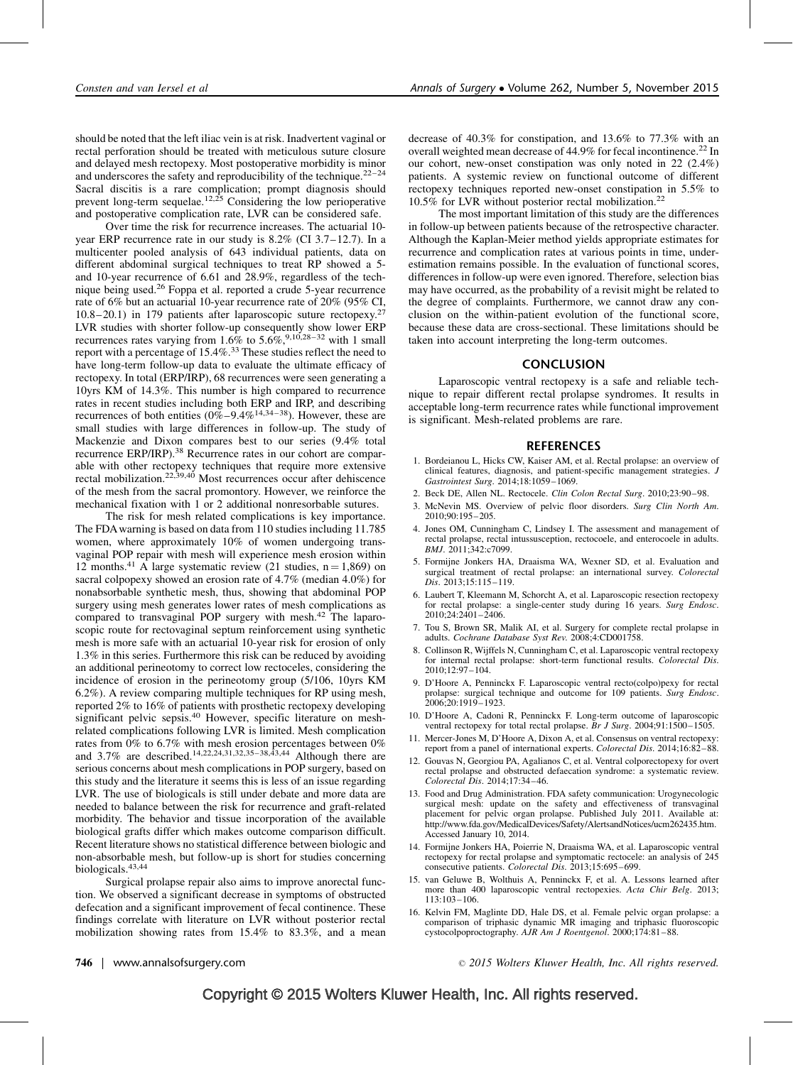should be noted that the left iliac vein is at risk. Inadvertent vaginal or rectal perforation should be treated with meticulous suture closure and delayed mesh rectopexy. Most postoperative morbidity is minor and underscores the safety and reproducibility of the technique.[22–24] Sacral discitis is a rare complication; prompt diagnosis should prevent long-term sequelae.[12,25] Considering the low perioperative and postoperative complication rate, LVR can be considered safe.

Over time the risk for recurrence increases. The actuarial 10-year ERP recurrence rate in our study is 8.2% (CI 3.7–12.7). In a multicenter pooled analysis of 643 individual patients, data on different abdominal surgical techniques to treat RP showed a 5- and 10-year recurrence of 6.61 and 28.9%, regardless of the technique being used.[26] Foppa et al. reported a crude 5-year recurrence rate of 6% but an actuarial 10-year recurrence rate of 20% (95% CI, 10.8–20.1) in 179 patients after laparoscopic suture rectopexy.[27] LVR studies with shorter follow-up consequently show lower ERP recurrences rates varying from 1.6% to 5.6%,[9,10,28–32] with 1 small report with a percentage of 15.4%.[33] These studies reflect the need to have long-term follow-up data to evaluate the ultimate efficacy of rectopexy. In total (ERP/IRP), 68 recurrences were seen generating a 10yrs KM of 14.3%. This number is high compared to recurrence rates in recent studies including both ERP and IRP, and describing recurrences of both entities (0%–9.4%[14,34–38]). However, these are small studies with large differences in follow-up. The study of Mackenzie and Dixon compares best to our series (9.4% total recurrence ERP/IRP).[38] Recurrence rates in our cohort are comparable with other rectopexy techniques that require more extensive rectal mobilization.[22,39,40] Most recurrences occur after dehiscence of the mesh from the sacral promontory. However, we reinforce the mechanical fixation with 1 or 2 additional nonresorbable sutures.

The risk for mesh related complications is key importance. The FDA warning is based on data from 110 studies including 11.785 women, where approximately 10% of women undergoing transvaginal POP repair with mesh will experience mesh erosion within 12 months.[41] A large systematic review (21 studies, n = 1,869) on sacral colpopexy showed an erosion rate of 4.7% (median 4.0%) for nonabsorbable synthetic mesh, thus, showing that abdominal POP surgery using mesh generates lower rates of mesh complications as compared to transvaginal POP surgery with mesh.[42] The laparoscopic route for rectovaginal septum reinforcement using synthetic mesh is more safe with an actuarial 10-year risk for erosion of only 1.3% in this series. Furthermore this risk can be reduced by avoiding an additional perineotomy to correct low rectoceles, considering the incidence of erosion in the perineotomy group (5/106, 10yrs KM 6.2%). A review comparing multiple techniques for RP using mesh, reported 2% to 16% of patients with prosthetic rectopexy developing significant pelvic sepsis.[40] However, specific literature on mesh-related complications following LVR is limited. Mesh complication rates from 0% to 6.7% with mesh erosion percentages between 0% and 3.7% are described.[14,22,24,31,32,35–38,43,44] Although there are serious concerns about mesh complications in POP surgery, based on this study and the literature it seems this is less of an issue regarding LVR. The use of biologicals is still under debate and more data are needed to balance between the risk for recurrence and graft-related morbidity. The behavior and tissue incorporation of the available biological grafts differ which makes outcome comparison difficult. Recent literature shows no statistical difference between biologic and non-absorbable mesh, but follow-up is short for studies concerning biologicals.[43,44]

Surgical prolapse repair also aims to improve anorectal function. We observed a significant decrease in symptoms of obstructed defecation and a significant improvement of fecal continence. These findings correlate with literature on LVR without posterior rectal mobilization showing rates from 15.4% to 83.3%, and a mean decrease of 40.3% for constipation, and 13.6% to 77.3% with an overall weighted mean decrease of 44.9% for fecal incontinence.[22] In our cohort, new-onset constipation was only noted in 22 (2.4%) patients. A systemic review on functional outcome of different rectopexy techniques reported new-onset constipation in 5.5% to 10.5% for LVR without posterior rectal mobilization.[22]

The most important limitation of this study are the differences in follow-up between patients because of the retrospective character. Although the Kaplan-Meier method yields appropriate estimates for recurrence and complication rates at various points in time, underestimation remains possible. In the evaluation of functional scores, differences in follow-up were even ignored. Therefore, selection bias may have occurred, as the probability of a revisit might be related to the degree of complaints. Furthermore, we cannot draw any conclusion on the within-patient evolution of the functional score, because these data are cross-sectional. These limitations should be taken into account interpreting the long-term outcomes.

## CONCLUSION

Laparoscopic ventral rectopexy is a safe and reliable technique to repair different rectal prolapse syndromes. It results in acceptable long-term recurrence rates while functional improvement is significant. Mesh-related problems are rare.

## REFERENCES

1. Bordeianou L, Hicks CW, Kaiser AM, et al. Rectal prolapse: an overview of clinical features, diagnosis, and patient-specific management strategies. *J Gastrointest Surg*. 2014;18:1059–1069.
2. Beck DE, Allen NL. Rectocele. *Clin Colon Rectal Surg*. 2010;23:90–98.
3. McNevin MS. Overview of pelvic floor disorders. *Surg Clin North Am*. 2010;90:195–205.
4. Jones OM, Cunningham C, Lindsey I. The assessment and management of rectal prolapse, rectal intussusception, rectocoele, and enterocoele in adults. *BMJ*. 2011;342:c7099.
5. Formijne Jonkers HA, Draaisma WA, Wexner SD, et al. Evaluation and surgical treatment of rectal prolapse: an international survey. *Colorectal Dis*. 2013;15:115–119.
6. Laubert T, Kleemann M, Schorcht A, et al. Laparoscopic resection rectopexy for rectal prolapse: a single-center study during 16 years. *Surg Endosc*. 2010;24:2401–2406.
7. Tou S, Brown SR, Malik AI, et al. Surgery for complete rectal prolapse in adults. *Cochrane Database Syst Rev*. 2008;4:CD001758.
8. Collinson R, Wijffels N, Cunningham C, et al. Laparoscopic ventral rectopexy for internal rectal prolapse: short-term functional results. *Colorectal Dis*. 2010;12:97–104.
9. D'Hoore A, Penninckx F. Laparoscopic ventral recto(colpo)pexy for rectal prolapse: surgical technique and outcome for 109 patients. *Surg Endosc*. 2006;20:1919–1923.
10. D'Hoore A, Cadoni R, Penninckx F. Long-term outcome of laparoscopic ventral rectopexy for total rectal prolapse. *Br J Surg*. 2004;91:1500–1505.
11. Mercer-Jones M, D'Hoore A, Dixon A, et al. Consensus on ventral rectopexy: report from a panel of international experts. *Colorectal Dis*. 2014;16:82–88.
12. Gouvas N, Georgiou PA, Agalianos C, et al. Ventral colporectopexy for overt rectal prolapse and obstructed defaecation syndrome: a systematic review. *Colorectal Dis*. 2014;17:34–46.
13. Food and Drug Administration. FDA safety communication: Urogynecologic surgical mesh: update on the safety and effectiveness of transvaginal placement for pelvic organ prolapse. Published July 2011. Available at: http://www.fda.gov/MedicalDevices/Safety/AlertsandNotices/ucm262435.htm. Accessed January 10, 2014.
14. Formijne Jonkers HA, Poierrie N, Draaisma WA, et al. Laparoscopic ventral rectopexy for rectal prolapse and symptomatic rectocele: an analysis of 245 consecutive patients. *Colorectal Dis*. 2013;15:695–699.
15. van Geluwe B, Wolthuis A, Penninckx F, et al. A. Lessons learned after more than 400 laparoscopic ventral rectopexies. *Acta Chir Belg*. 2013; 113:103–106.
16. Kelvin FM, Maglinte DD, Hale DS, et al. Female pelvic organ prolapse: a comparison of triphasic dynamic MR imaging and triphasic fluoroscopic cystocolpoproctography. *AJR Am J Roentgenol*. 2000;174:81–88.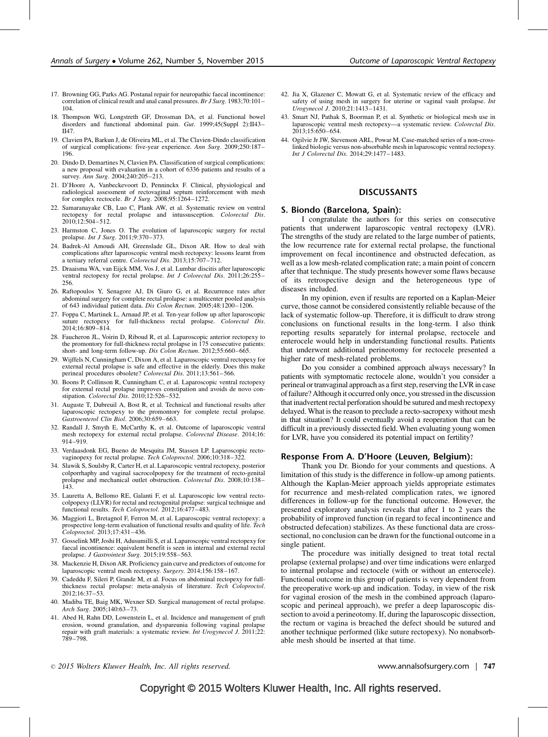17. Browning GG, Parks AG. Postanal repair for neuropathic faecal incontinence: correlation of clinical result and anal canal pressures. *Br J Surg*. 1983;70:101–104.
18. Thompson WG, Longstreth GF, Drossman DA, et al. Functional bowel disorders and functional abdominal pain. *Gut*. 1999;45(Suppl 2):II43–II47.
19. Clavien PA, Barkun J, de Oliveira ML, et al. The Clavien-Dindo classification of surgical complications: five-year experience. *Ann Surg*. 2009;250:187–196.
20. Dindo D, Demartines N, Clavien PA. Classification of surgical complications: a new proposal with evaluation in a cohort of 6336 patients and results of a survey. *Ann Surg*. 2004;240:205–213.
21. D'Hoore A, Vanbeckevoort D, Penninckx F. Clinical, physiological and radiological assessment of rectovaginal septum reinforcement with mesh for complex rectocele. *Br J Surg*. 2008;95:1264–1272.
22. Samaranayake CB, Luo C, Plank AW, et al. Systematic review on ventral rectopexy for rectal prolapse and intussusception. *Colorectal Dis*. 2010;12:504–512.
23. Harmston C, Jones O. The evolution of laparoscopic surgery for rectal prolapse. *Int J Surg*. 2011;9:370–373.
24. Badrek-Al Amoudi AH, Greenslade GL, Dixon AR. How to deal with complications after laparoscopic ventral mesh rectopexy: lessons learnt from a tertiary referral centre. *Colorectal Dis*. 2013;15:707–712.
25. Draaisma WA, van Eijck MM, Vos J, et al. Lumbar discitis after laparoscopic ventral rectopexy for rectal prolapse. *Int J Colorectal Dis*. 2011;26:255–256.
26. Raftopoulos Y, Senagore AJ, Di Giuro G, et al. Recurrence rates after abdominal surgery for complete rectal prolapse: a multicenter pooled analysis of 643 individual patient data. *Dis Colon Rectum*. 2005;48:1200–1206.
27. Foppa C, Martinek L, Arnaud JP, et al. Ten-year follow up after laparoscopic suture rectopexy for full-thickness rectal prolapse. *Colorectal Dis*. 2014;16:809–814.
28. Faucheron JL, Voirin D, Riboud R, et al. Laparoscopic anterior rectopexy to the promontory for full-thickness rectal prolapse in 175 consecutive patients: short- and long-term follow-up. *Dis Colon Rectum*. 2012;55:660–665.
29. Wijffels N, Cunningham C, Dixon A, et al. Laparoscopic ventral rectopexy for external rectal prolapse is safe and effective in the elderly. Does this make perineal procedures obsolete? *Colorectal Dis*. 2011;13:561–566.
30. Boons P, Collinson R, Cunningham C, et al. Laparoscopic ventral rectopexy for external rectal prolapse improves constipation and avoids de novo constipation. *Colorectal Dis*. 2010;12:526–532.
31. Auguste T, Dubreuil A, Bost R, et al. Technical and functional results after laparoscopic rectopexy to the promontory for complete rectal prolapse. *Gastroenterol Clin Biol*. 2006;30:659–663.
32. Randall J, Smyth E, McCarthy K, et al. Outcome of laparoscopic ventral mesh rectopexy for external rectal prolapse. *Colorectal Disease*. 2014;16:914–919.
33. Verdaasdonk EG, Bueno de Mesquita JM, Stassen LP. Laparoscopic rectovaginopexy for rectal prolapse. *Tech Coloproctol*. 2006;10:318–322.
34. Slawik S, Soulsby R, Carter H, et al. Laparoscopic ventral rectopexy, posterior colporrhaphy and vaginal sacrocolpopexy for the treatment of recto-genital prolapse and mechanical outlet obstruction. *Colorectal Dis*. 2008;10:138–143.
35. Lauretta A, Bellomo RE, Galanti F, et al. Laparoscopic low ventral rectocolpopexy (LLVR) for rectal and rectogenital prolapse: surgical technique and functional results. *Tech Coloproctol*. 2012;16:477–483.
36. Maggiori L, Bretagnol F, Ferron M, et al. Laparoscopic ventral rectopexy: a prospective long-term evaluation of functional results and quality of life. *Tech Coloproctol*. 2013;17:431–436.
37. Gosselink MP, Joshi H, Adusumilli S, et al. Laparoscopic ventral rectopexy for faecal incontinence: equivalent benefit is seen in internal and external rectal prolapse. *J Gastrointest Surg*. 2015;19:558–563.
38. Mackenzie H, Dixon AR. Proficiency gain curve and predictors of outcome for laparoscopic ventral mesh rectopexy. *Surgery*. 2014;156:158–167.
39. Cadeddu F, Sileri P, Grande M, et al. Focus on abdominal rectopexy for full-thickness rectal prolapse: meta-analysis of literature. *Tech Coloproctol*. 2012;16:37–53.
40. Madiba TE, Baig MK, Wexner SD. Surgical management of rectal prolapse. *Arch Surg*. 2005;140:63–73.
41. Abed H, Rahn DD, Lowenstein L, et al. Incidence and management of graft erosion, wound granulation, and dyspareunia following vaginal prolapse repair with graft materials: a systematic review. *Int Urogynecol J*. 2011;22:789–798.
42. Jia X, Glazener C, Mowatt G, et al. Systematic review of the efficacy and safety of using mesh in surgery for uterine or vaginal vault prolapse. *Int Urogynecol J*. 2010;21:1413–1431.
43. Smart NJ, Pathak S, Boorman P, et al. Synthetic or biological mesh use in laparoscopic ventral mesh rectopexy—a systematic review. *Colorectal Dis*. 2013;15:650–654.
44. Ogilvie Jr JW, Stevenson ARL, Powar M. Case-matched series of a non-cross-linked biologic versus non-absorbable mesh in laparoscopic ventral rectopexy. *Int J Colorectal Dis*. 2014;29:1477–1483.

## DISCUSSANTS

### S. Biondo (Barcelona, Spain):

I congratulate the authors for this series on consecutive patients that underwent laparoscopic ventral rectopexy (LVR). The strengths of the study are related to the large number of patients, the low recurrence rate for external rectal prolapse, the functional improvement on fecal incontinence and obstructed defecation, as well as a low mesh-related complication rate; a main point of concern after that technique. The study presents however some flaws because of its retrospective design and the heterogeneous type of diseases included.

In my opinion, even if results are reported on a Kaplan-Meier curve, those cannot be considered consistently reliable because of the lack of systematic follow-up. Therefore, it is difficult to draw strong conclusions on functional results in the long-term. I also think reporting results separately for internal prolapse, rectocele and enterocele would help in understanding functional results. Patients that underwent additional perineotomy for rectocele presented a higher rate of mesh-related problems.

Do you consider a combined approach always necessary? In patients with symptomatic rectocele alone, wouldn't you consider a perineal or tranvaginal approach as a first step, reserving the LVR in case of failure? Although it occurred only once, you stressed in the discussion that inadvertent rectal perforation should be sutured and mesh rectopexy delayed. What is the reason to preclude a recto-sacropexy without mesh in that situation? It could eventually avoid a reoperation that can be difficult in a previously dissected field. When evaluating young women for LVR, have you considered its potential impact on fertility?

### Response From A. D'Hoore (Leuven, Belgium):

Thank you Dr. Biondo for your comments and questions. A limitation of this study is the difference in follow-up among patients. Although the Kaplan-Meier approach yields appropriate estimates for recurrence and mesh-related complication rates, we ignored differences in follow-up for the functional outcome. However, the presented exploratory analysis reveals that after 1 to 2 years the probability of improved function (in regard to fecal incontinence and obstructed defecation) stabilizes. As these functional data are cross-sectional, no conclusion can be drawn for the functional outcome in a single patient.

The procedure was initially designed to treat total rectal prolapse (external prolapse) and over time indications were enlarged to internal prolapse and rectocele (with or without an enterocele). Functional outcome in this group of patients is very dependent from the preoperative work-up and indication. Today, in view of the risk for vaginal erosion of the mesh in the combined approach (laparoscopic and perineal approach), we prefer a deep laparoscopic dissection to avoid a perineotomy. If, during the laparoscopic dissection, the rectum or vagina is breached the defect should be sutured and another technique performed (like suture rectopexy). No nonabsorbable mesh should be inserted at that time.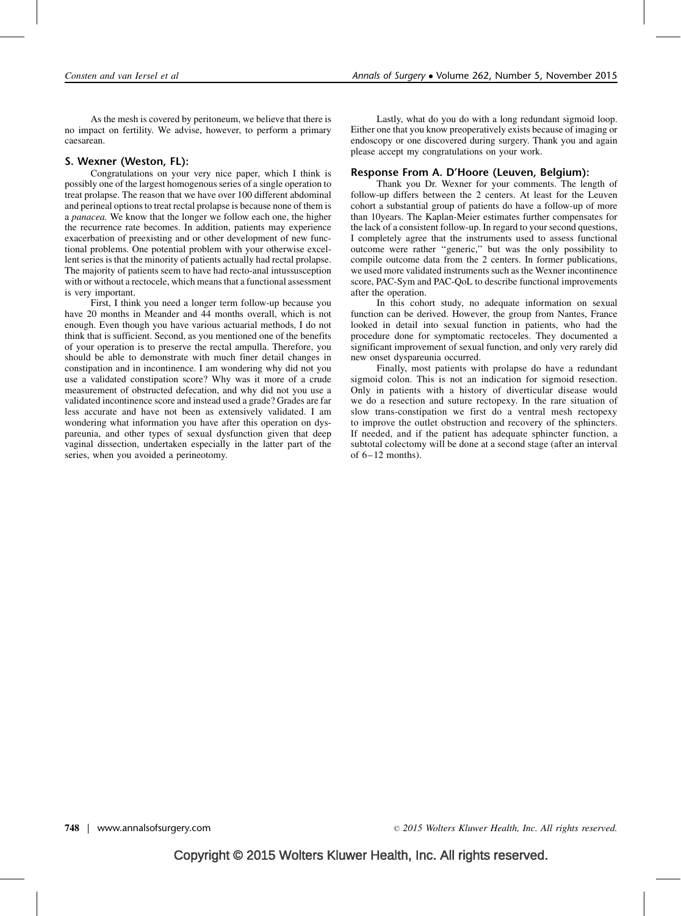As the mesh is covered by peritoneum, we believe that there is no impact on fertility. We advise, however, to perform a primary caesarean.

### S. Wexner (Weston, FL):

Congratulations on your very nice paper, which I think is possibly one of the largest homogenous series of a single operation to treat prolapse. The reason that we have over 100 different abdominal and perineal options to treat rectal prolapse is because none of them is a *panacea.* We know that the longer we follow each one, the higher the recurrence rate becomes. In addition, patients may experience exacerbation of preexisting and or other development of new functional problems. One potential problem with your otherwise excellent series is that the minority of patients actually had rectal prolapse. The majority of patients seem to have had recto-anal intussusception with or without a rectocele, which means that a functional assessment is very important.

First, I think you need a longer term follow-up because you have 20 months in Meander and 44 months overall, which is not enough. Even though you have various actuarial methods, I do not think that is sufficient. Second, as you mentioned one of the benefits of your operation is to preserve the rectal ampulla. Therefore, you should be able to demonstrate with much finer detail changes in constipation and in incontinence. I am wondering why did not you use a validated constipation score? Why was it more of a crude measurement of obstructed defecation, and why did not you use a validated incontinence score and instead used a grade? Grades are far less accurate and have not been as extensively validated. I am wondering what information you have after this operation on dyspareunia, and other types of sexual dysfunction given that deep vaginal dissection, undertaken especially in the latter part of the series, when you avoided a perineotomy.

Lastly, what do you do with a long redundant sigmoid loop. Either one that you know preoperatively exists because of imaging or endoscopy or one discovered during surgery. Thank you and again please accept my congratulations on your work.

### Response From A. D'Hoore (Leuven, Belgium):

Thank you Dr. Wexner for your comments. The length of follow-up differs between the 2 centers. At least for the Leuven cohort a substantial group of patients do have a follow-up of more than 10years. The Kaplan-Meier estimates further compensates for the lack of a consistent follow-up. In regard to your second questions, I completely agree that the instruments used to assess functional outcome were rather "generic," but was the only possibility to compile outcome data from the 2 centers. In former publications, we used more validated instruments such as the Wexner incontinence score, PAC-Sym and PAC-QoL to describe functional improvements after the operation.

In this cohort study, no adequate information on sexual function can be derived. However, the group from Nantes, France looked in detail into sexual function in patients, who had the procedure done for symptomatic rectoceles. They documented a significant improvement of sexual function, and only very rarely did new onset dyspareunia occurred.

Finally, most patients with prolapse do have a redundant sigmoid colon. This is not an indication for sigmoid resection. Only in patients with a history of diverticular disease would we do a resection and suture rectopexy. In the rare situation of slow trans-constipation we first do a ventral mesh rectopexy to improve the outlet obstruction and recovery of the sphincters. If needed, and if the patient has adequate sphincter function, a subtotal colectomy will be done at a second stage (after an interval of 6–12 months).